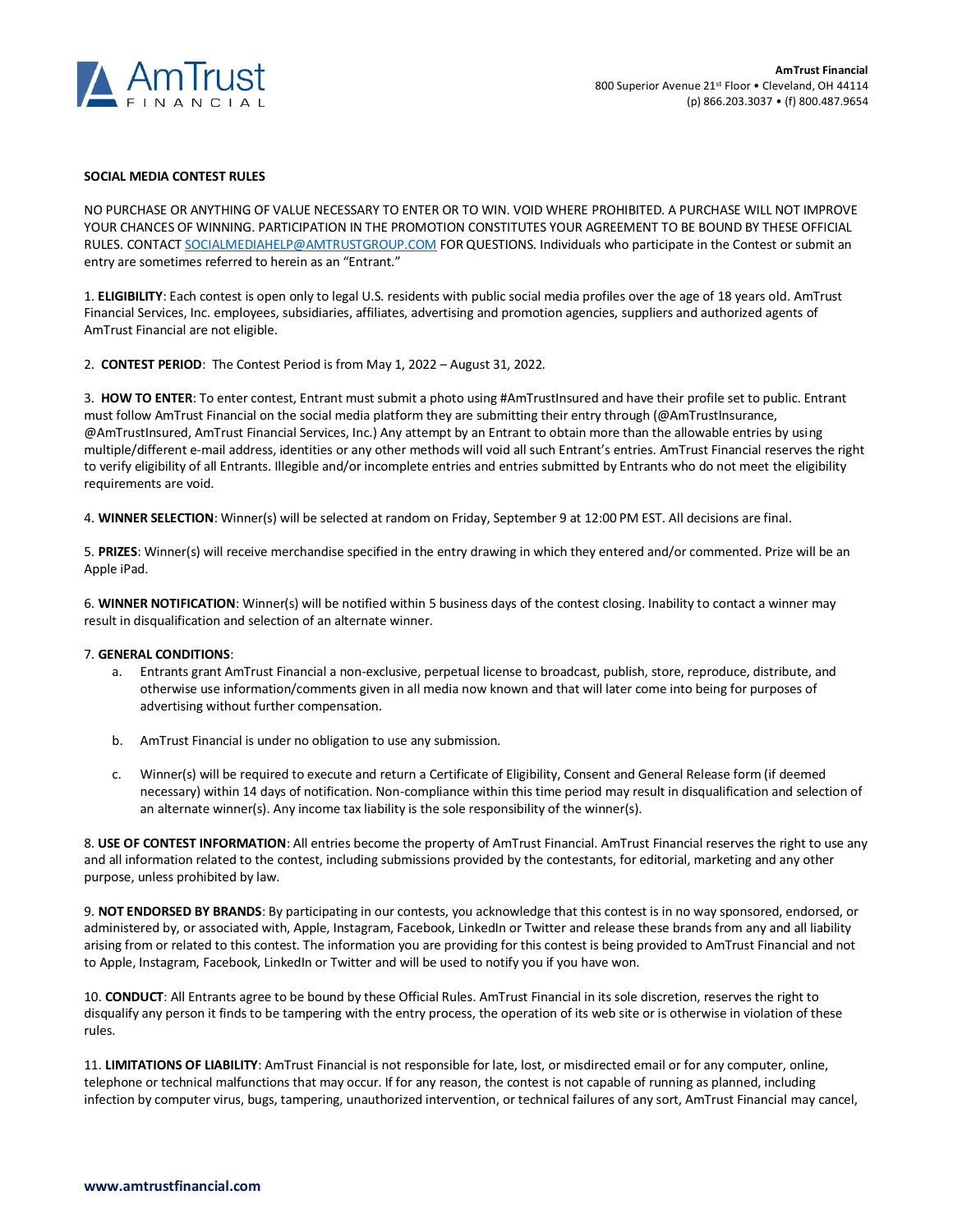AmTrust FINANCIAL

**AmTrust Financial**
800 Superior Avenue 21st Floor • Cleveland, OH 44114
(p) 866.203.3037 • (f) 800.487.9654

**SOCIAL MEDIA CONTEST RULES**

NO PURCHASE OR ANYTHING OF VALUE NECESSARY TO ENTER OR TO WIN. VOID WHERE PROHIBITED. A PURCHASE WILL NOT IMPROVE YOUR CHANCES OF WINNING. PARTICIPATION IN THE PROMOTION CONSTITUTES YOUR AGREEMENT TO BE BOUND BY THESE OFFICIAL RULES. CONTACT SOCIALMEDIAHELP@AMTRUSTGROUP.COM FOR QUESTIONS. Individuals who participate in the Contest or submit an entry are sometimes referred to herein as an "Entrant."

1. **ELIGIBILITY**: Each contest is open only to legal U.S. residents with public social media profiles over the age of 18 years old. AmTrust Financial Services, Inc. employees, subsidiaries, affiliates, advertising and promotion agencies, suppliers and authorized agents of AmTrust Financial are not eligible.

2. **CONTEST PERIOD**: The Contest Period is from May 1, 2022 – August 31, 2022.

3. **HOW TO ENTER**: To enter contest, Entrant must submit a photo using #AmTrustInsured and have their profile set to public. Entrant must follow AmTrust Financial on the social media platform they are submitting their entry through (@AmTrustInsurance, @AmTrustInsured, AmTrust Financial Services, Inc.) Any attempt by an Entrant to obtain more than the allowable entries by using multiple/different e-mail address, identities or any other methods will void all such Entrant's entries. AmTrust Financial reserves the right to verify eligibility of all Entrants. Illegible and/or incomplete entries and entries submitted by Entrants who do not meet the eligibility requirements are void.

4. **WINNER SELECTION**: Winner(s) will be selected at random on Friday, September 9 at 12:00 PM EST. All decisions are final.

5. **PRIZES**: Winner(s) will receive merchandise specified in the entry drawing in which they entered and/or commented. Prize will be an Apple iPad.

6. **WINNER NOTIFICATION**: Winner(s) will be notified within 5 business days of the contest closing. Inability to contact a winner may result in disqualification and selection of an alternate winner.

7. **GENERAL CONDITIONS**:

   a. Entrants grant AmTrust Financial a non-exclusive, perpetual license to broadcast, publish, store, reproduce, distribute, and otherwise use information/comments given in all media now known and that will later come into being for purposes of advertising without further compensation.

   b. AmTrust Financial is under no obligation to use any submission.

   c. Winner(s) will be required to execute and return a Certificate of Eligibility, Consent and General Release form (if deemed necessary) within 14 days of notification. Non-compliance within this time period may result in disqualification and selection of an alternate winner(s). Any income tax liability is the sole responsibility of the winner(s).

8. **USE OF CONTEST INFORMATION**: All entries become the property of AmTrust Financial. AmTrust Financial reserves the right to use any and all information related to the contest, including submissions provided by the contestants, for editorial, marketing and any other purpose, unless prohibited by law.

9. **NOT ENDORSED BY BRANDS**: By participating in our contests, you acknowledge that this contest is in no way sponsored, endorsed, or administered by, or associated with, Apple, Instagram, Facebook, LinkedIn or Twitter and release these brands from any and all liability arising from or related to this contest. The information you are providing for this contest is being provided to AmTrust Financial and not to Apple, Instagram, Facebook, LinkedIn or Twitter and will be used to notify you if you have won.

10. **CONDUCT**: All Entrants agree to be bound by these Official Rules. AmTrust Financial in its sole discretion, reserves the right to disqualify any person it finds to be tampering with the entry process, the operation of its web site or is otherwise in violation of these rules.

11. **LIMITATIONS OF LIABILITY**: AmTrust Financial is not responsible for late, lost, or misdirected email or for any computer, online, telephone or technical malfunctions that may occur. If for any reason, the contest is not capable of running as planned, including infection by computer virus, bugs, tampering, unauthorized intervention, or technical failures of any sort, AmTrust Financial may cancel,

**www.amtrustfinancial.com**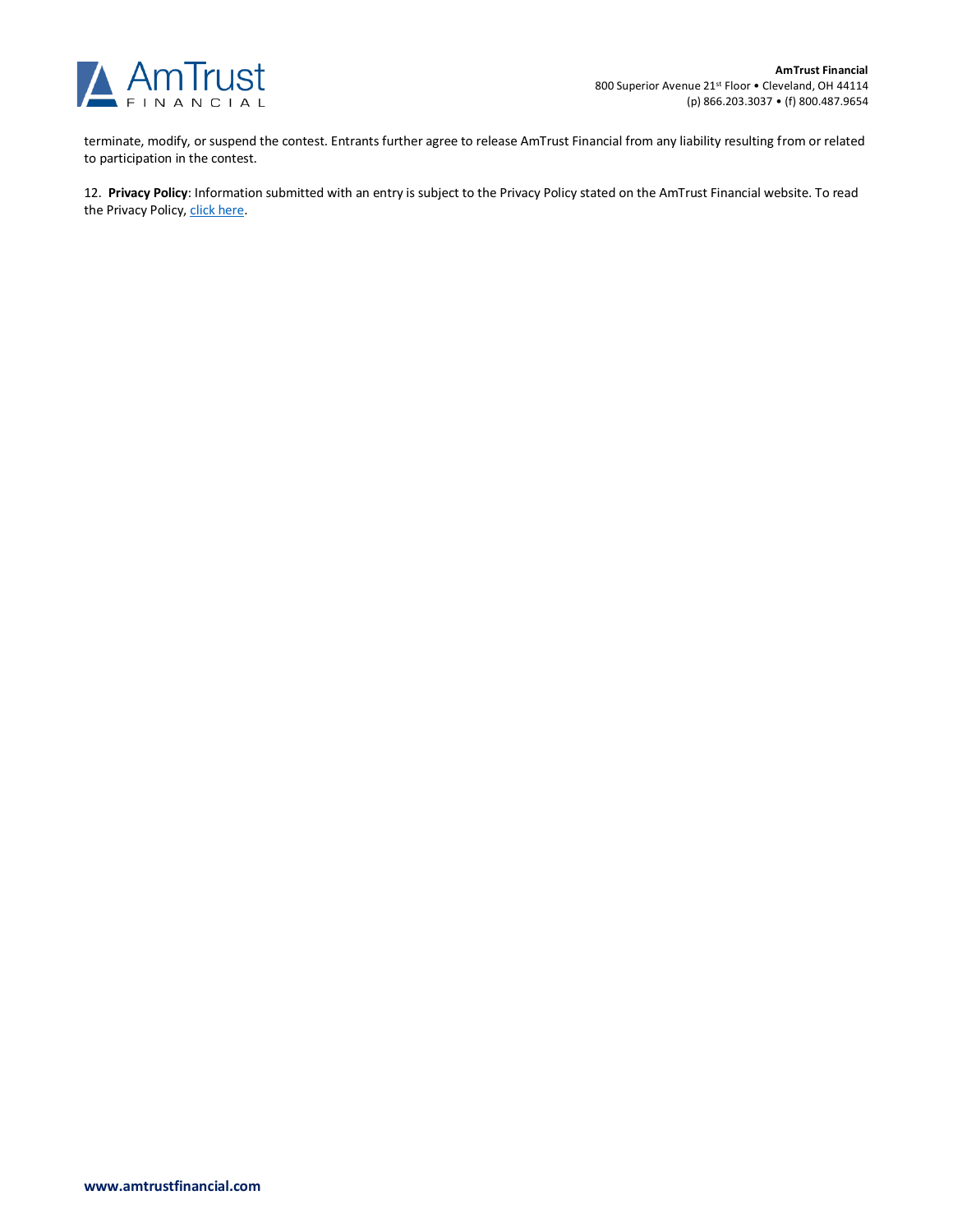terminate, modify, or suspend the contest. Entrants further agree to release AmTrust Financial from any liability resulting from or related to participation in the contest.

12. **Privacy Policy**: Information submitted with an entry is subject to the Privacy Policy stated on the AmTrust Financial website. To read the Privacy Policy, click here.